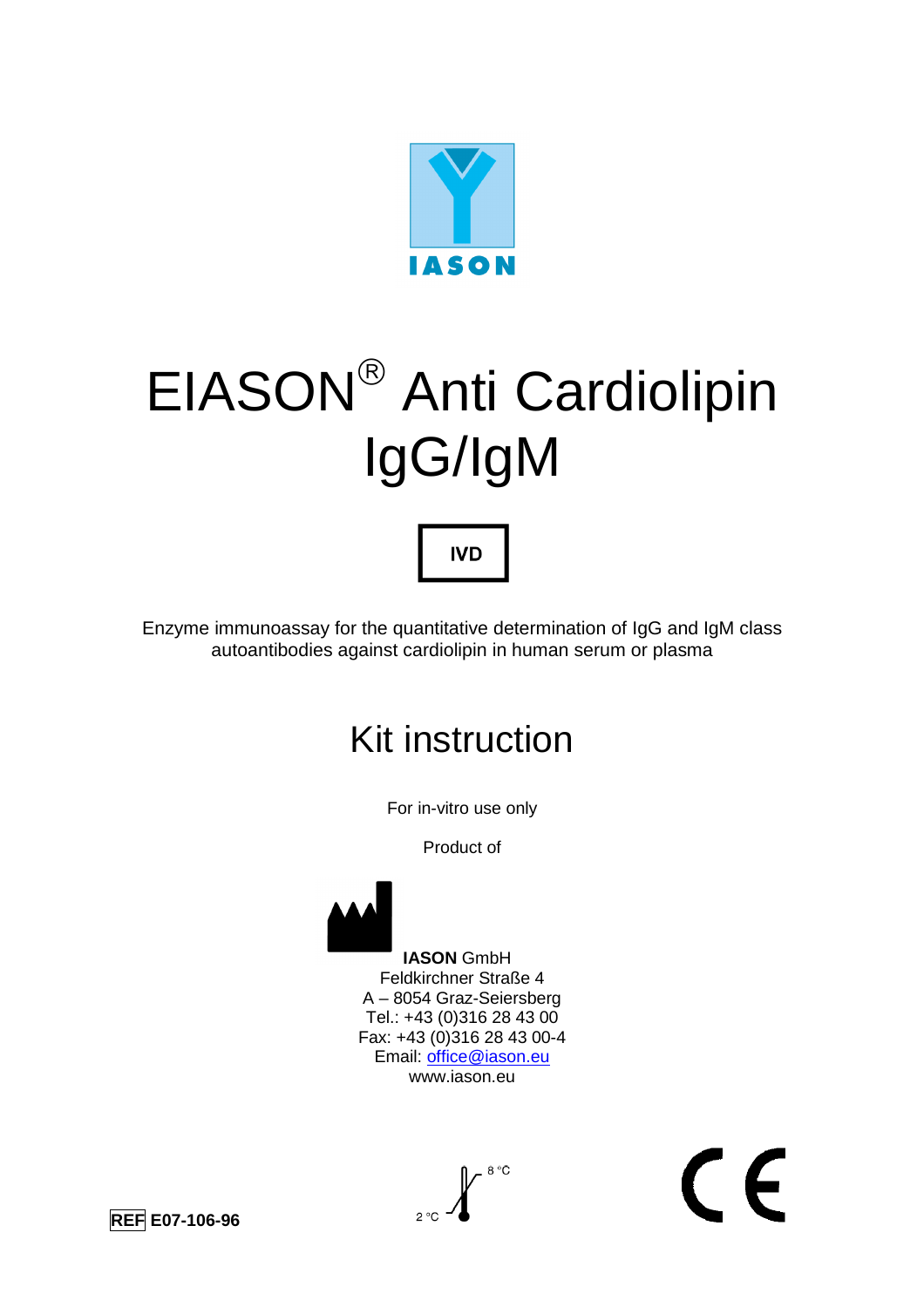IASON

# EIASON® Anti Cardiolipin IgG/IgM

IVD

Enzyme immunoassay for the quantitative determination of IgG and IgM class autoantibodies against cardiolipin in human serum or plasma

## Kit instruction

For in-vitro use only

Product of

**IASON** GmbH
Feldkirchner Straße 4
A – 8054 Graz-Seiersberg
Tel.: +43 (0)316 28 43 00
Fax: +43 (0)316 28 43 00-4
Email: office@iason.eu
www.iason.eu

**REF E07-106-96**

2 °C – 8 °C

CE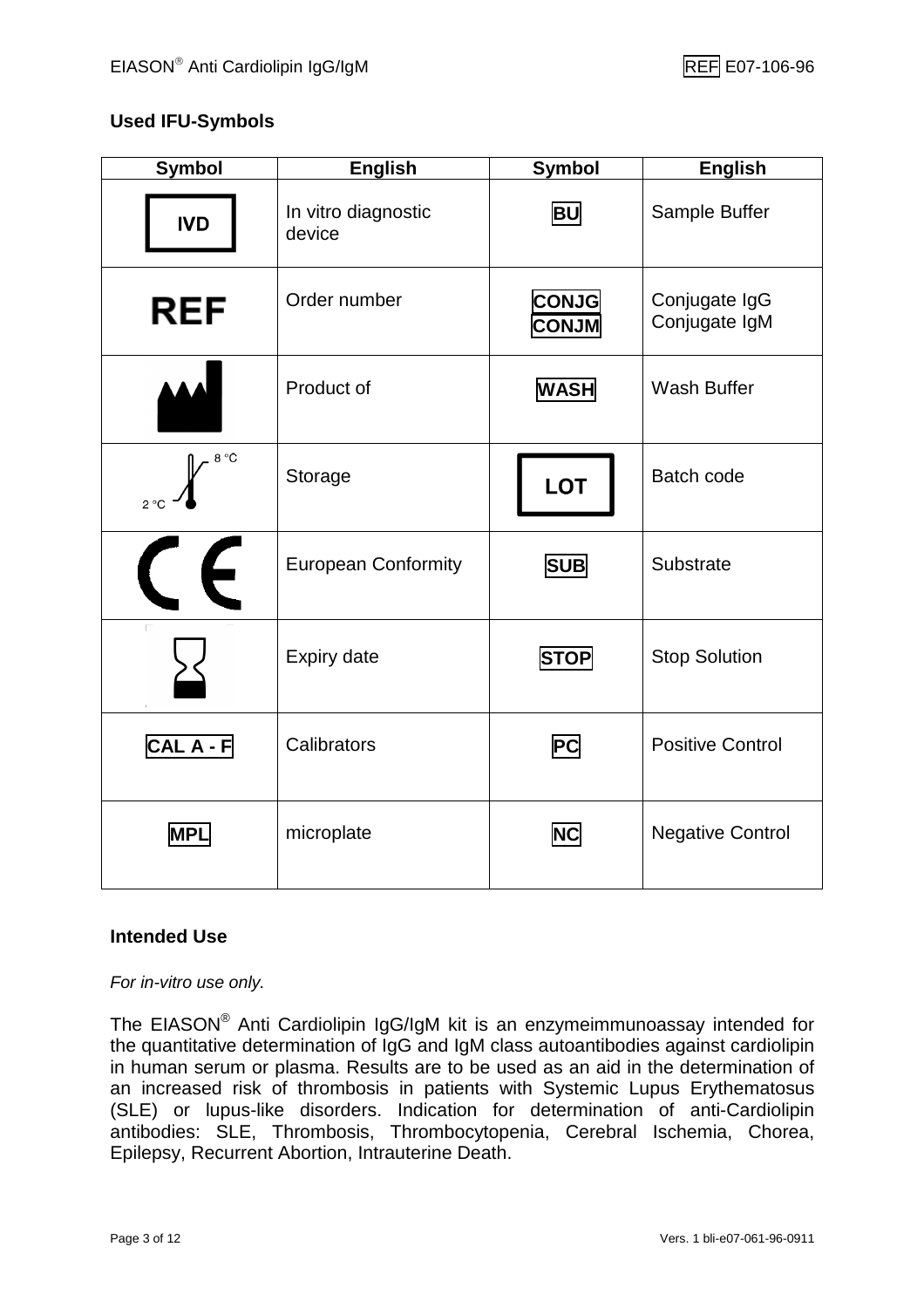## Used IFU-Symbols

| Symbol | English | Symbol | English |
|---|---|---|---|
| IVD | In vitro diagnostic device | BU | Sample Buffer |
| REF | Order number | CONJG<br>CONJM | Conjugate IgG<br>Conjugate IgM |
| | Product of | WASH | Wash Buffer |
| 2 °C – 8 °C | Storage | LOT | Batch code |
| CE | European Conformity | SUB | Substrate |
| | Expiry date | STOP | Stop Solution |
| CAL A - F | Calibrators | PC | Positive Control |
| MPL | microplate | NC | Negative Control |

## Intended Use

*For in-vitro use only.*

The EIASON® Anti Cardiolipin IgG/IgM kit is an enzymeimmunoassay intended for the quantitative determination of IgG and IgM class autoantibodies against cardiolipin in human serum or plasma. Results are to be used as an aid in the determination of an increased risk of thrombosis in patients with Systemic Lupus Erythematosus (SLE) or lupus-like disorders. Indication for determination of anti-Cardiolipin antibodies: SLE, Thrombosis, Thrombocytopenia, Cerebral Ischemia, Chorea, Epilepsy, Recurrent Abortion, Intrauterine Death.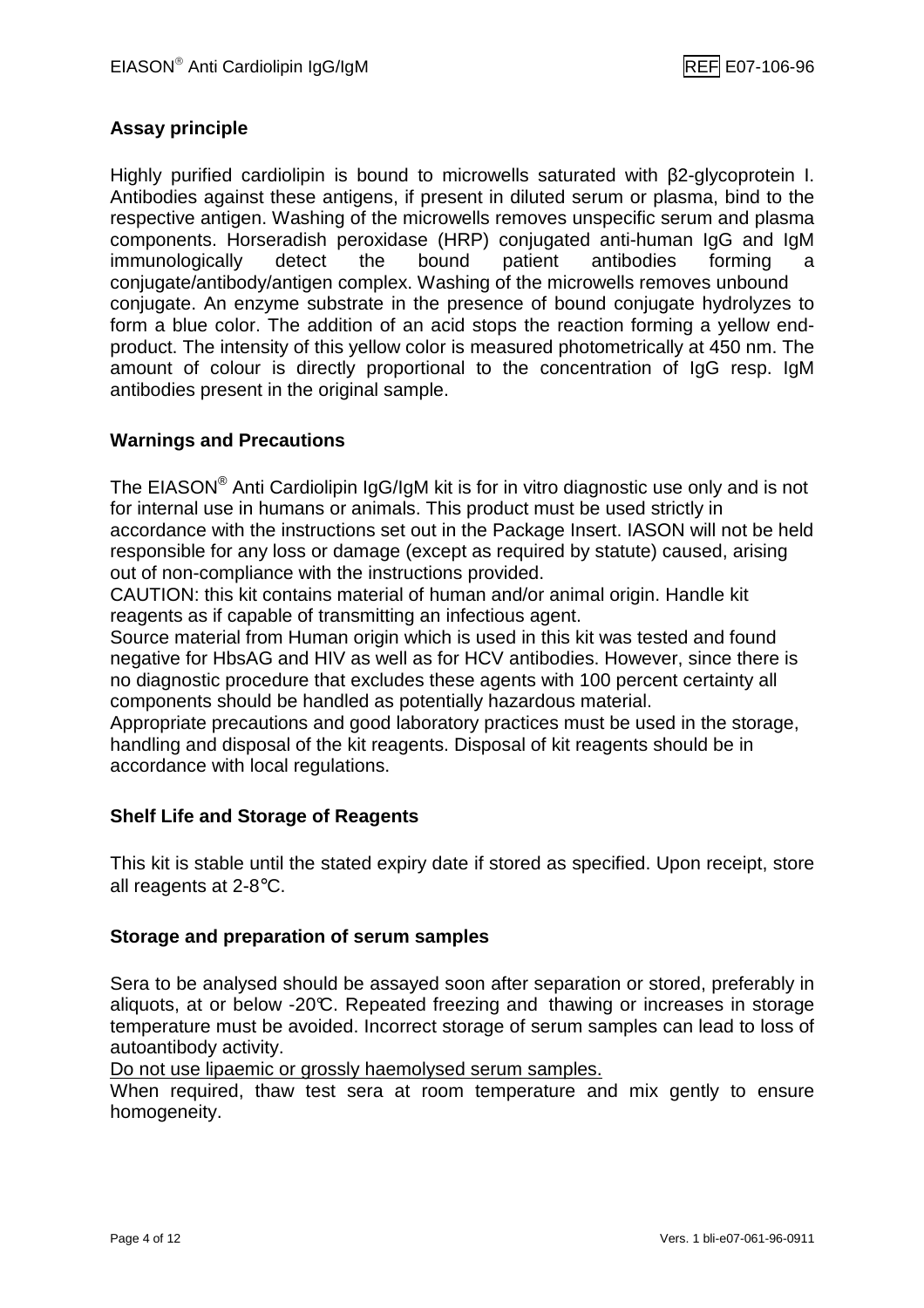## Assay principle

Highly purified cardiolipin is bound to microwells saturated with β2-glycoprotein I. Antibodies against these antigens, if present in diluted serum or plasma, bind to the respective antigen. Washing of the microwells removes unspecific serum and plasma components. Horseradish peroxidase (HRP) conjugated anti-human IgG and IgM immunologically detect the bound patient antibodies forming a conjugate/antibody/antigen complex. Washing of the microwells removes unbound conjugate. An enzyme substrate in the presence of bound conjugate hydrolyzes to form a blue color. The addition of an acid stops the reaction forming a yellow end-product. The intensity of this yellow color is measured photometrically at 450 nm. The amount of colour is directly proportional to the concentration of IgG resp. IgM antibodies present in the original sample.

## Warnings and Precautions

The EIASON® Anti Cardiolipin IgG/IgM kit is for in vitro diagnostic use only and is not for internal use in humans or animals. This product must be used strictly in accordance with the instructions set out in the Package Insert. IASON will not be held responsible for any loss or damage (except as required by statute) caused, arising out of non-compliance with the instructions provided.
CAUTION: this kit contains material of human and/or animal origin. Handle kit reagents as if capable of transmitting an infectious agent.
Source material from Human origin which is used in this kit was tested and found negative for HbsAG and HIV as well as for HCV antibodies. However, since there is no diagnostic procedure that excludes these agents with 100 percent certainty all components should be handled as potentially hazardous material.
Appropriate precautions and good laboratory practices must be used in the storage, handling and disposal of the kit reagents. Disposal of kit reagents should be in accordance with local regulations.

## Shelf Life and Storage of Reagents

This kit is stable until the stated expiry date if stored as specified. Upon receipt, store all reagents at 2-8°C.

## Storage and preparation of serum samples

Sera to be analysed should be assayed soon after separation or stored, preferably in aliquots, at or below -20°C. Repeated freezing and thawing or increases in storage temperature must be avoided. Incorrect storage of serum samples can lead to loss of autoantibody activity.
Do not use lipaemic or grossly haemolysed serum samples.
When required, thaw test sera at room temperature and mix gently to ensure homogeneity.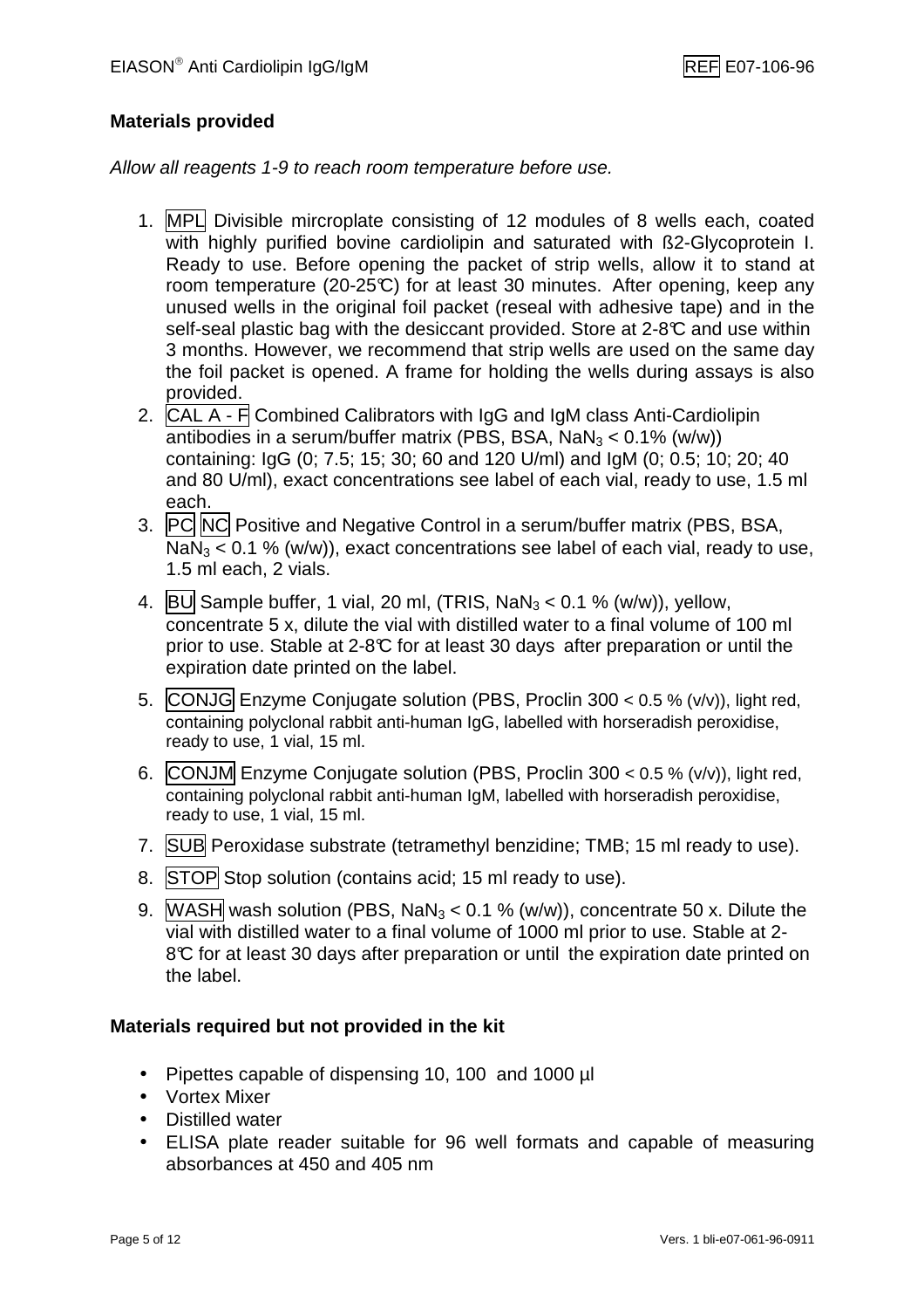## Materials provided

*Allow all reagents 1-9 to reach room temperature before use.*

1. MPL Divisible mircroplate consisting of 12 modules of 8 wells each, coated with highly purified bovine cardiolipin and saturated with ß2-Glycoprotein I. Ready to use. Before opening the packet of strip wells, allow it to stand at room temperature (20-25℃) for at least 30 minutes. After opening, keep any unused wells in the original foil packet (reseal with adhesive tape) and in the self-seal plastic bag with the desiccant provided. Store at 2-8℃ and use within 3 months. However, we recommend that strip wells are used on the same day the foil packet is opened. A frame for holding the wells during assays is also provided.
2. CAL A - F Combined Calibrators with IgG and IgM class Anti-Cardiolipin antibodies in a serum/buffer matrix (PBS, BSA, $NaN_3 < 0.1\%$ (w/w)) containing: IgG (0; 7.5; 15; 30; 60 and 120 U/ml) and IgM (0; 0.5; 10; 20; 40 and 80 U/ml), exact concentrations see label of each vial, ready to use, 1.5 ml each.
3. PC NC Positive and Negative Control in a serum/buffer matrix (PBS, BSA, $NaN_3 < 0.1$ % (w/w)), exact concentrations see label of each vial, ready to use, 1.5 ml each, 2 vials.
4. BU Sample buffer, 1 vial, 20 ml, (TRIS, $NaN_3 < 0.1$ % (w/w)), yellow, concentrate 5 x, dilute the vial with distilled water to a final volume of 100 ml prior to use. Stable at 2-8℃ for at least 30 days after preparation or until the expiration date printed on the label.
5. CONJG Enzyme Conjugate solution (PBS, Proclin 300 < 0.5 % (v/v)), light red, containing polyclonal rabbit anti-human IgG, labelled with horseradish peroxidise, ready to use, 1 vial, 15 ml.
6. CONJM Enzyme Conjugate solution (PBS, Proclin 300 < 0.5 % (v/v)), light red, containing polyclonal rabbit anti-human IgM, labelled with horseradish peroxidise, ready to use, 1 vial, 15 ml.
7. SUB Peroxidase substrate (tetramethyl benzidine; TMB; 15 ml ready to use).
8. STOP Stop solution (contains acid; 15 ml ready to use).
9. WASH wash solution (PBS, $NaN_3 < 0.1$ % (w/w)), concentrate 50 x. Dilute the vial with distilled water to a final volume of 1000 ml prior to use. Stable at 2-8℃ for at least 30 days after preparation or until the expiration date printed on the label.

## Materials required but not provided in the kit

- Pipettes capable of dispensing 10, 100 and 1000 µl
- Vortex Mixer
- Distilled water
- ELISA plate reader suitable for 96 well formats and capable of measuring absorbances at 450 and 405 nm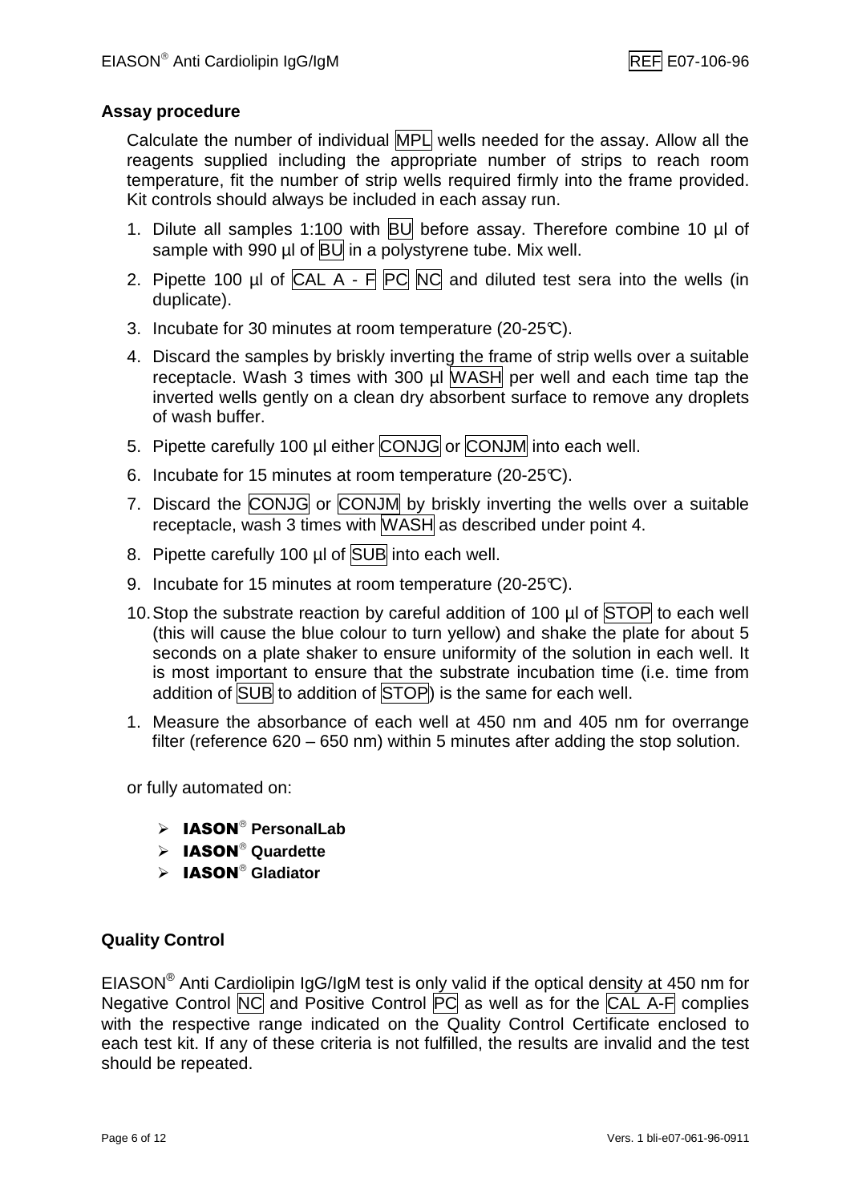## Assay procedure

Calculate the number of individual MPL wells needed for the assay. Allow all the reagents supplied including the appropriate number of strips to reach room temperature, fit the number of strip wells required firmly into the frame provided. Kit controls should always be included in each assay run.

1. Dilute all samples 1:100 with BU before assay. Therefore combine 10 µl of sample with 990 µl of BU in a polystyrene tube. Mix well.
2. Pipette 100 µl of CAL A - F PC NC and diluted test sera into the wells (in duplicate).
3. Incubate for 30 minutes at room temperature (20-25°C).
4. Discard the samples by briskly inverting the frame of strip wells over a suitable receptacle. Wash 3 times with 300 µl WASH per well and each time tap the inverted wells gently on a clean dry absorbent surface to remove any droplets of wash buffer.
5. Pipette carefully 100 µl either CONJG or CONJM into each well.
6. Incubate for 15 minutes at room temperature (20-25°C).
7. Discard the CONJG or CONJM by briskly inverting the wells over a suitable receptacle, wash 3 times with WASH as described under point 4.
8. Pipette carefully 100 µl of SUB into each well.
9. Incubate for 15 minutes at room temperature (20-25°C).
10. Stop the substrate reaction by careful addition of 100 µl of STOP to each well (this will cause the blue colour to turn yellow) and shake the plate for about 5 seconds on a plate shaker to ensure uniformity of the solution in each well. It is most important to ensure that the substrate incubation time (i.e. time from addition of SUB to addition of STOP) is the same for each well.
1. Measure the absorbance of each well at 450 nm and 405 nm for overrange filter (reference 620 – 650 nm) within 5 minutes after adding the stop solution.

or fully automated on:

- **IASON® PersonalLab**
- **IASON® Quardette**
- **IASON® Gladiator**

## Quality Control

EIASON® Anti Cardiolipin IgG/IgM test is only valid if the optical density at 450 nm for Negative Control NC and Positive Control PC as well as for the CAL A-F complies with the respective range indicated on the Quality Control Certificate enclosed to each test kit. If any of these criteria is not fulfilled, the results are invalid and the test should be repeated.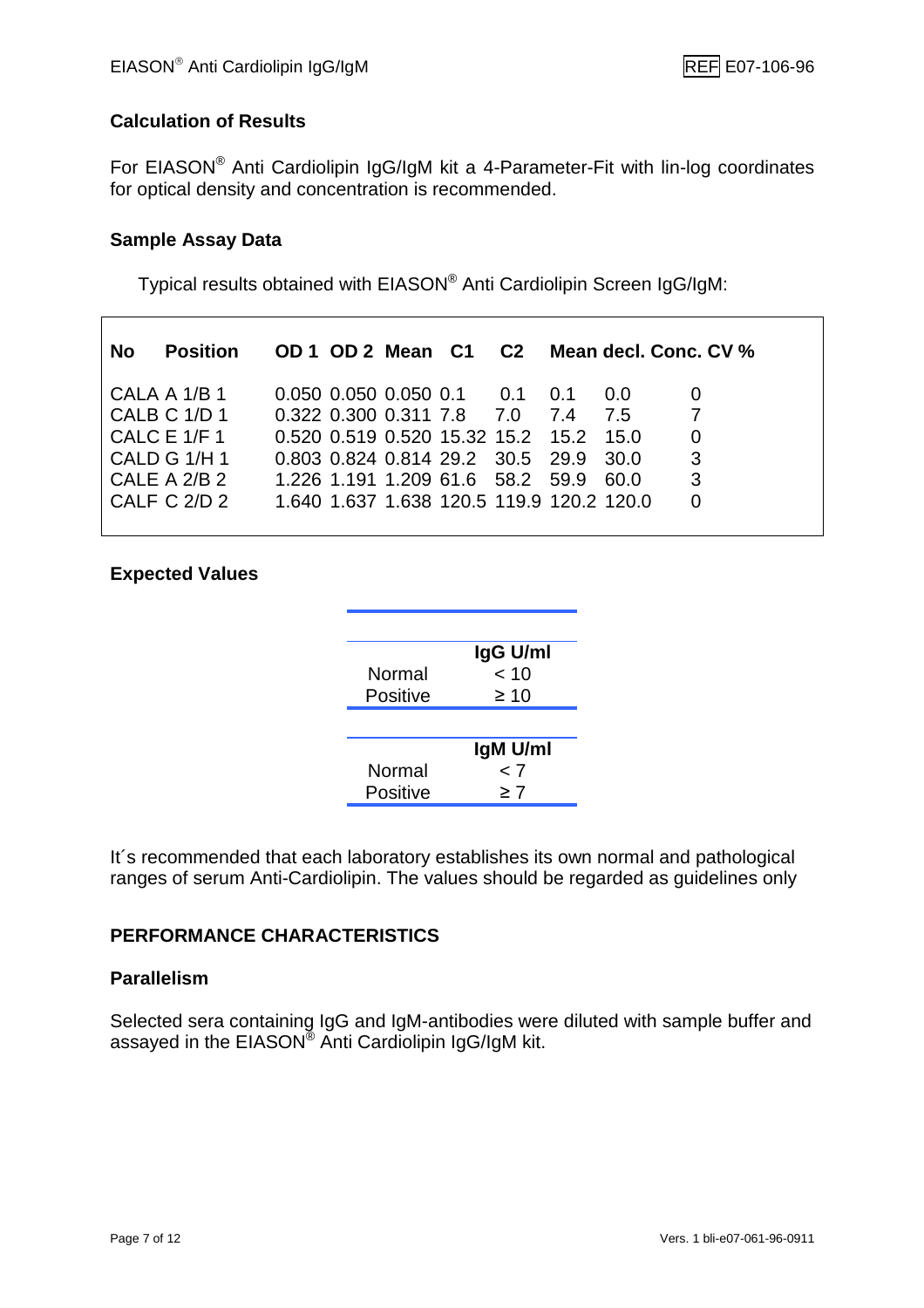## Calculation of Results

For EIASON® Anti Cardiolipin IgG/IgM kit a 4-Parameter-Fit with lin-log coordinates for optical density and concentration is recommended.

## Sample Assay Data

Typical results obtained with EIASON® Anti Cardiolipin Screen IgG/IgM:

| No | Position | OD 1 | OD 2 | Mean | C1 | C2 | Mean | decl. Conc. | CV % |
|---|---|---|---|---|---|---|---|---|---|
| CALA | A 1/B 1 | 0.050 | 0.050 | 0.050 | 0.1 | 0.1 | 0.1 | 0.0 | 0 |
| CALB | C 1/D 1 | 0.322 | 0.300 | 0.311 | 7.8 | 7.0 | 7.4 | 7.5 | 7 |
| CALC | E 1/F 1 | 0.520 | 0.519 | 0.520 | 15.32 | 15.2 | 15.2 | 15.0 | 0 |
| CALD | G 1/H 1 | 0.803 | 0.824 | 0.814 | 29.2 | 30.5 | 29.9 | 30.0 | 3 |
| CALE | A 2/B 2 | 1.226 | 1.191 | 1.209 | 61.6 | 58.2 | 59.9 | 60.0 | 3 |
| CALF | C 2/D 2 | 1.640 | 1.637 | 1.638 | 120.5 | 119.9 | 120.2 | 120.0 | 0 |

## Expected Values

| | IgG U/ml |
|---|---|
| Normal | < 10 |
| Positive | ≥ 10 |

| | IgM U/ml |
|---|---|
| Normal | < 7 |
| Positive | ≥ 7 |

It´s recommended that each laboratory establishes its own normal and pathological ranges of serum Anti-Cardiolipin. The values should be regarded as guidelines only

## PERFORMANCE CHARACTERISTICS

### Parallelism

Selected sera containing IgG and IgM-antibodies were diluted with sample buffer and assayed in the EIASON® Anti Cardiolipin IgG/IgM kit.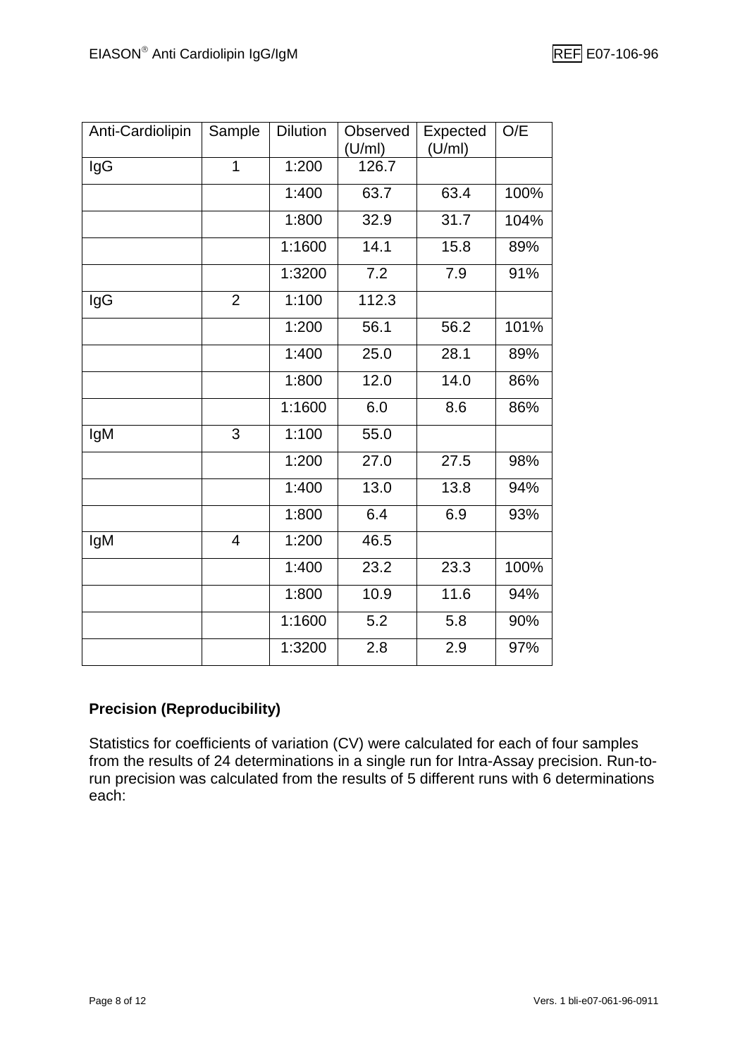| Anti-Cardiolipin | Sample | Dilution | Observed (U/ml) | Expected (U/ml) | O/E |
|---|---|---|---|---|---|
| IgG | 1 | 1:200 | 126.7 | | |
| | | 1:400 | 63.7 | 63.4 | 100% |
| | | 1:800 | 32.9 | 31.7 | 104% |
| | | 1:1600 | 14.1 | 15.8 | 89% |
| | | 1:3200 | 7.2 | 7.9 | 91% |
| IgG | 2 | 1:100 | 112.3 | | |
| | | 1:200 | 56.1 | 56.2 | 101% |
| | | 1:400 | 25.0 | 28.1 | 89% |
| | | 1:800 | 12.0 | 14.0 | 86% |
| | | 1:1600 | 6.0 | 8.6 | 86% |
| IgM | 3 | 1:100 | 55.0 | | |
| | | 1:200 | 27.0 | 27.5 | 98% |
| | | 1:400 | 13.0 | 13.8 | 94% |
| | | 1:800 | 6.4 | 6.9 | 93% |
| IgM | 4 | 1:200 | 46.5 | | |
| | | 1:400 | 23.2 | 23.3 | 100% |
| | | 1:800 | 10.9 | 11.6 | 94% |
| | | 1:1600 | 5.2 | 5.8 | 90% |
| | | 1:3200 | 2.8 | 2.9 | 97% |

**Precision (Reproducibility)**

Statistics for coefficients of variation (CV) were calculated for each of four samples from the results of 24 determinations in a single run for Intra-Assay precision. Run-to-run precision was calculated from the results of 5 different runs with 6 determinations each: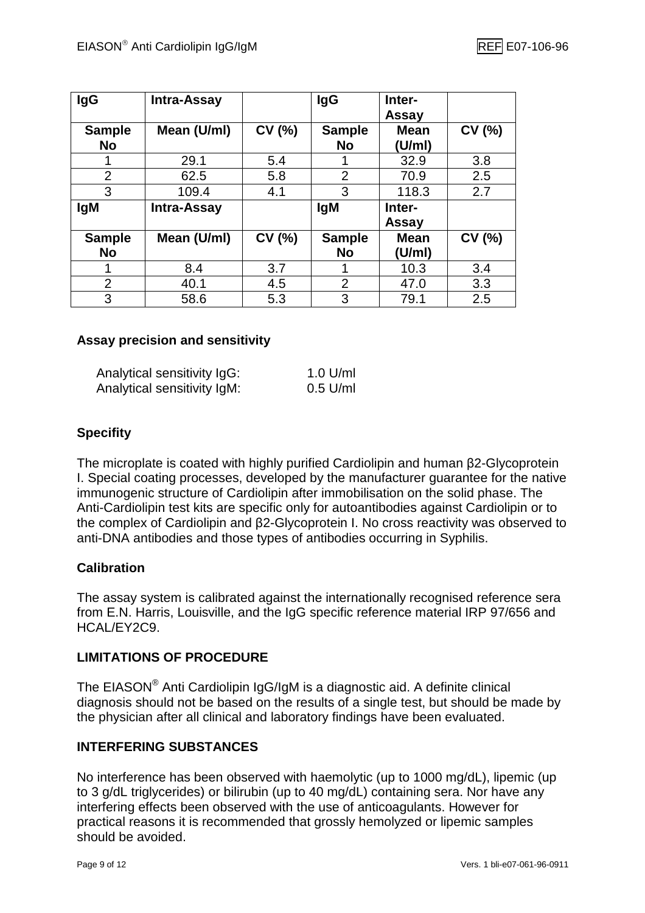| IgG | Intra-Assay | | IgG | Inter-Assay | |
|---|---|---|---|---|---|
| Sample No | Mean (U/ml) | CV (%) | Sample No | Mean (U/ml) | CV (%) |
| 1 | 29.1 | 5.4 | 1 | 32.9 | 3.8 |
| 2 | 62.5 | 5.8 | 2 | 70.9 | 2.5 |
| 3 | 109.4 | 4.1 | 3 | 118.3 | 2.7 |
| **IgM** | **Intra-Assay** | | **IgM** | **Inter-Assay** | |
| **Sample No** | **Mean (U/ml)** | **CV (%)** | **Sample No** | **Mean (U/ml)** | **CV (%)** |
| 1 | 8.4 | 3.7 | 1 | 10.3 | 3.4 |
| 2 | 40.1 | 4.5 | 2 | 47.0 | 3.3 |
| 3 | 58.6 | 5.3 | 3 | 79.1 | 2.5 |

### Assay precision and sensitivity

Analytical sensitivity IgG: 1.0 U/ml
Analytical sensitivity IgM: 0.5 U/ml

### Specifity

The microplate is coated with highly purified Cardiolipin and human β2-Glycoprotein I. Special coating processes, developed by the manufacturer guarantee for the native immunogenic structure of Cardiolipin after immobilisation on the solid phase. The Anti-Cardiolipin test kits are specific only for autoantibodies against Cardiolipin or to the complex of Cardiolipin and β2-Glycoprotein I. No cross reactivity was observed to anti-DNA antibodies and those types of antibodies occurring in Syphilis.

### Calibration

The assay system is calibrated against the internationally recognised reference sera from E.N. Harris, Louisville, and the IgG specific reference material IRP 97/656 and HCAL/EY2C9.

## LIMITATIONS OF PROCEDURE

The EIASON® Anti Cardiolipin IgG/IgM is a diagnostic aid. A definite clinical diagnosis should not be based on the results of a single test, but should be made by the physician after all clinical and laboratory findings have been evaluated.

## INTERFERING SUBSTANCES

No interference has been observed with haemolytic (up to 1000 mg/dL), lipemic (up to 3 g/dL triglycerides) or bilirubin (up to 40 mg/dL) containing sera. Nor have any interfering effects been observed with the use of anticoagulants. However for practical reasons it is recommended that grossly hemolyzed or lipemic samples should be avoided.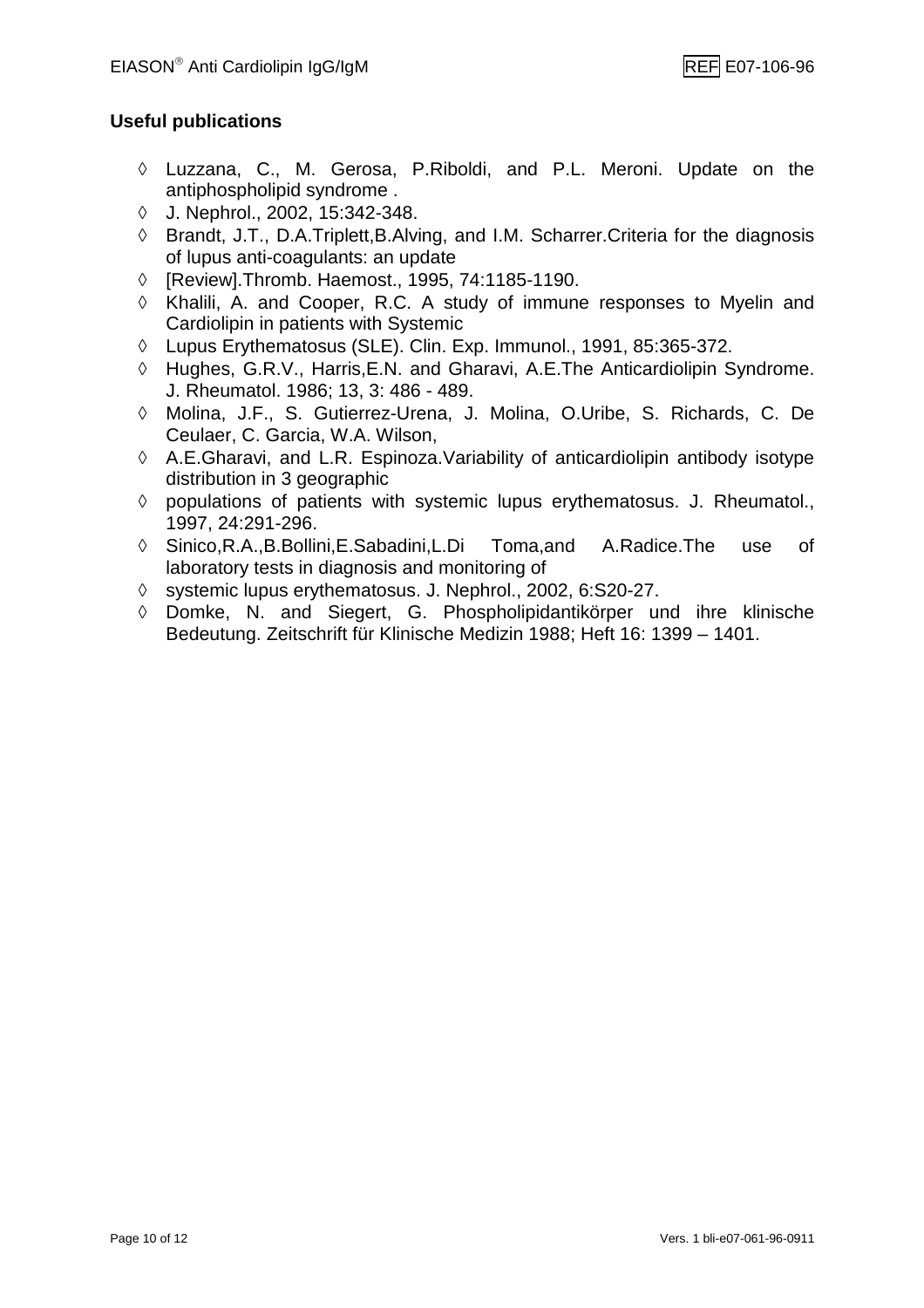**Useful publications**

- ◊ Luzzana, C., M. Gerosa, P.Riboldi, and P.L. Meroni. Update on the antiphospholipid syndrome .
- ◊ J. Nephrol., 2002, 15:342-348.
- ◊ Brandt, J.T., D.A.Triplett,B.Alving, and I.M. Scharrer.Criteria for the diagnosis of lupus anti-coagulants: an update
- ◊ [Review].Thromb. Haemost., 1995, 74:1185-1190.
- ◊ Khalili, A. and Cooper, R.C. A study of immune responses to Myelin and Cardiolipin in patients with Systemic
- ◊ Lupus Erythematosus (SLE). Clin. Exp. Immunol., 1991, 85:365-372.
- ◊ Hughes, G.R.V., Harris,E.N. and Gharavi, A.E.The Anticardiolipin Syndrome. J. Rheumatol. 1986; 13, 3: 486 - 489.
- ◊ Molina, J.F., S. Gutierrez-Urena, J. Molina, O.Uribe, S. Richards, C. De Ceulaer, C. Garcia, W.A. Wilson,
- ◊ A.E.Gharavi, and L.R. Espinoza.Variability of anticardiolipin antibody isotype distribution in 3 geographic
- ◊ populations of patients with systemic lupus erythematosus. J. Rheumatol., 1997, 24:291-296.
- ◊ Sinico,R.A.,B.Bollini,E.Sabadini,L.Di Toma,and A.Radice.The use of laboratory tests in diagnosis and monitoring of
- ◊ systemic lupus erythematosus. J. Nephrol., 2002, 6:S20-27.
- ◊ Domke, N. and Siegert, G. Phospholipidantikörper und ihre klinische Bedeutung. Zeitschrift für Klinische Medizin 1988; Heft 16: 1399 – 1401.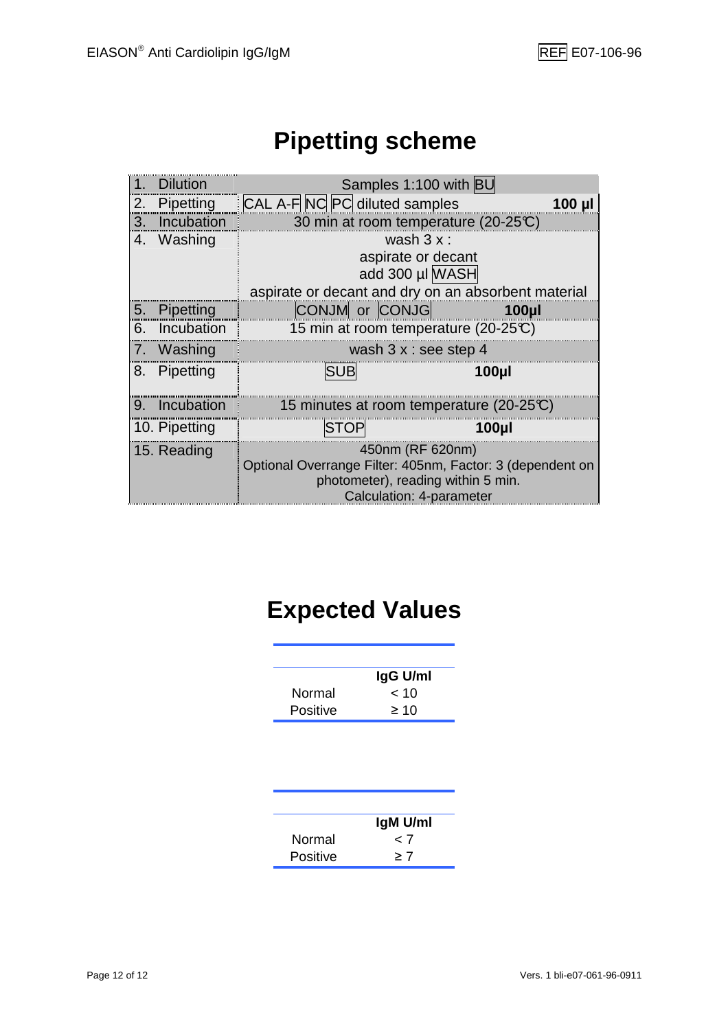# Pipetting scheme

| | | |
|---|---|---|
| 1. Dilution | Samples 1:100 with BU | |
| 2. Pipetting | CAL A-F NC PC diluted samples | 100 µl |
| 3. Incubation | 30 min at room temperature (20-25°C) | |
| 4. Washing | wash 3 x :<br>aspirate or decant<br>add 300 µl WASH<br>aspirate or decant and dry on an absorbent material | |
| 5. Pipetting | CONJM or CONJG | **100µl** |
| 6. Incubation | 15 min at room temperature (20-25°C) | |
| 7. Washing | wash 3 x : see step 4 | |
| 8. Pipetting | SUB | **100µl** |
| 9. Incubation | 15 minutes at room temperature (20-25°C) | |
| 10. Pipetting | STOP | **100µl** |
| 15. Reading | 450nm (RF 620nm)<br>Optional Overrange Filter: 405nm, Factor: 3 (dependent on photometer), reading within 5 min.<br>Calculation: 4-parameter | |

# Expected Values

| | **IgG U/ml** |
|---|---|
| Normal | < 10 |
| Positive | ≥ 10 |

| | **IgM U/ml** |
|---|---|
| Normal | < 7 |
| Positive | ≥ 7 |